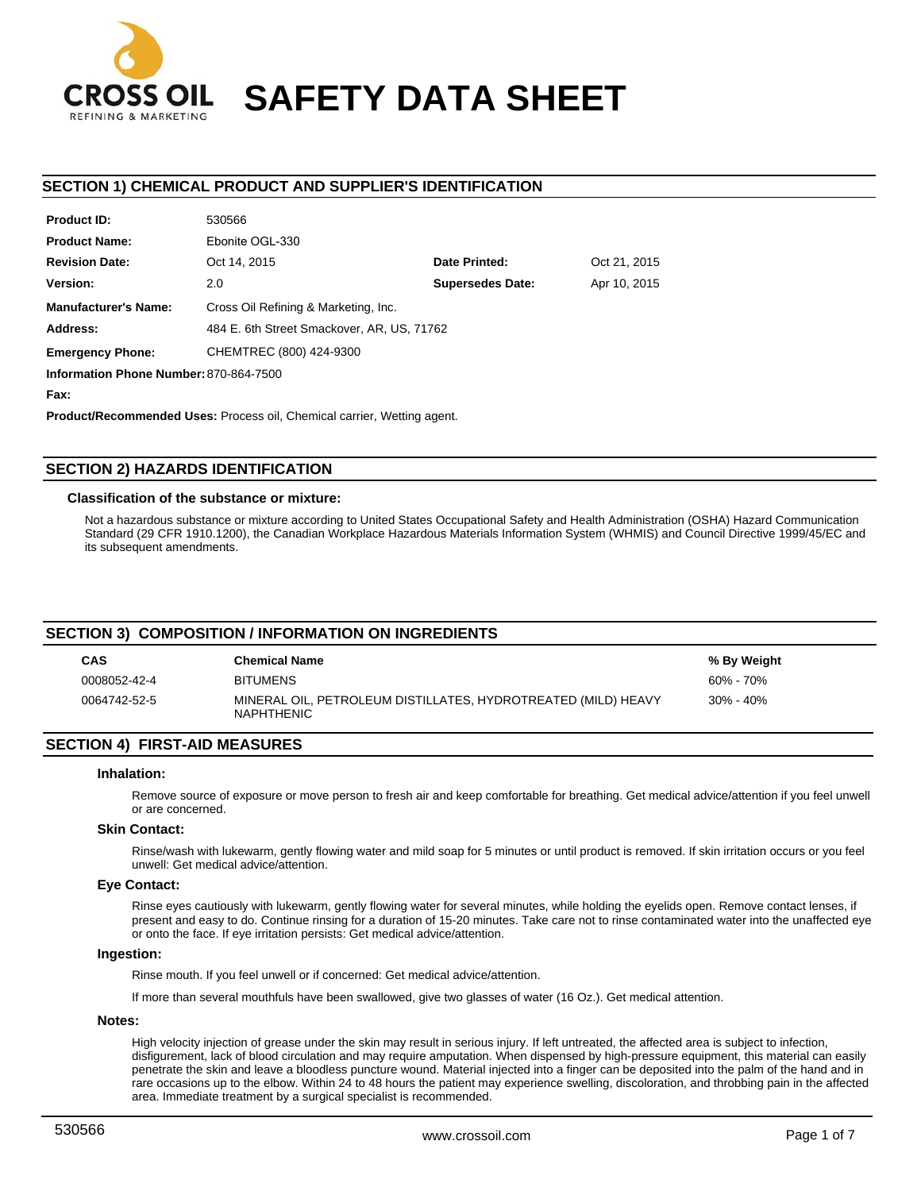CROSS OIL
REFINING & MARKETING

# SAFETY DATA SHEET

## SECTION 1) CHEMICAL PRODUCT AND SUPPLIER'S IDENTIFICATION

| | | | |
|---|---|---|---|
| **Product ID:** | 530566 | | |
| **Product Name:** | Ebonite OGL-330 | | |
| **Revision Date:** | Oct 14, 2015 | **Date Printed:** | Oct 21, 2015 |
| **Version:** | 2.0 | **Supersedes Date:** | Apr 10, 2015 |
| **Manufacturer's Name:** | Cross Oil Refining & Marketing, Inc. | | |
| **Address:** | 484 E. 6th Street Smackover, AR, US, 71762 | | |
| **Emergency Phone:** | CHEMTREC (800) 424-9300 | | |
| **Information Phone Number:** | 870-864-7500 | | |
| **Fax:** | | | |

**Product/Recommended Uses:** Process oil, Chemical carrier, Wetting agent.

## SECTION 2) HAZARDS IDENTIFICATION

### Classification of the substance or mixture:

Not a hazardous substance or mixture according to United States Occupational Safety and Health Administration (OSHA) Hazard Communication Standard (29 CFR 1910.1200), the Canadian Workplace Hazardous Materials Information System (WHMIS) and Council Directive 1999/45/EC and its subsequent amendments.

## SECTION 3) COMPOSITION / INFORMATION ON INGREDIENTS

| CAS | Chemical Name | % By Weight |
|---|---|---|
| 0008052-42-4 | BITUMENS | 60% - 70% |
| 0064742-52-5 | MINERAL OIL, PETROLEUM DISTILLATES, HYDROTREATED (MILD) HEAVY NAPHTHENIC | 30% - 40% |

## SECTION 4) FIRST-AID MEASURES

### Inhalation:

Remove source of exposure or move person to fresh air and keep comfortable for breathing. Get medical advice/attention if you feel unwell or are concerned.

### Skin Contact:

Rinse/wash with lukewarm, gently flowing water and mild soap for 5 minutes or until product is removed. If skin irritation occurs or you feel unwell: Get medical advice/attention.

### Eye Contact:

Rinse eyes cautiously with lukewarm, gently flowing water for several minutes, while holding the eyelids open. Remove contact lenses, if present and easy to do. Continue rinsing for a duration of 15-20 minutes. Take care not to rinse contaminated water into the unaffected eye or onto the face. If eye irritation persists: Get medical advice/attention.

### Ingestion:

Rinse mouth. If you feel unwell or if concerned: Get medical advice/attention.

If more than several mouthfuls have been swallowed, give two glasses of water (16 Oz.). Get medical attention.

### Notes:

High velocity injection of grease under the skin may result in serious injury. If left untreated, the affected area is subject to infection, disfigurement, lack of blood circulation and may require amputation. When dispensed by high-pressure equipment, this material can easily penetrate the skin and leave a bloodless puncture wound. Material injected into a finger can be deposited into the palm of the hand and in rare occasions up to the elbow. Within 24 to 48 hours the patient may experience swelling, discoloration, and throbbing pain in the affected area. Immediate treatment by a surgical specialist is recommended.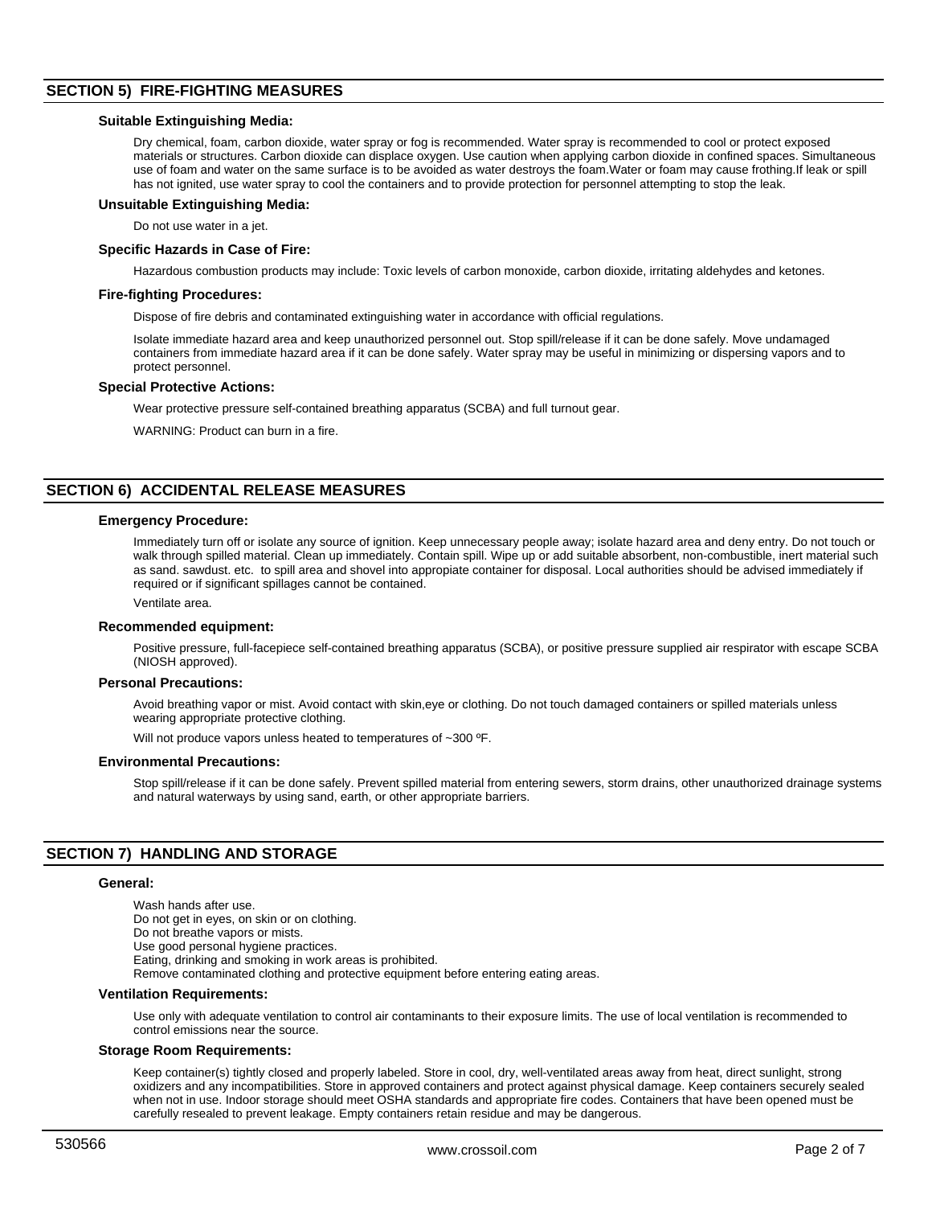## SECTION 5) FIRE-FIGHTING MEASURES

### Suitable Extinguishing Media:

Dry chemical, foam, carbon dioxide, water spray or fog is recommended. Water spray is recommended to cool or protect exposed materials or structures. Carbon dioxide can displace oxygen. Use caution when applying carbon dioxide in confined spaces. Simultaneous use of foam and water on the same surface is to be avoided as water destroys the foam.Water or foam may cause frothing.If leak or spill has not ignited, use water spray to cool the containers and to provide protection for personnel attempting to stop the leak.

### Unsuitable Extinguishing Media:

Do not use water in a jet.

### Specific Hazards in Case of Fire:

Hazardous combustion products may include: Toxic levels of carbon monoxide, carbon dioxide, irritating aldehydes and ketones.

### Fire-fighting Procedures:

Dispose of fire debris and contaminated extinguishing water in accordance with official regulations.

Isolate immediate hazard area and keep unauthorized personnel out. Stop spill/release if it can be done safely. Move undamaged containers from immediate hazard area if it can be done safely. Water spray may be useful in minimizing or dispersing vapors and to protect personnel.

### Special Protective Actions:

Wear protective pressure self-contained breathing apparatus (SCBA) and full turnout gear.

WARNING: Product can burn in a fire.

## SECTION 6) ACCIDENTAL RELEASE MEASURES

### Emergency Procedure:

Immediately turn off or isolate any source of ignition. Keep unnecessary people away; isolate hazard area and deny entry. Do not touch or walk through spilled material. Clean up immediately. Contain spill. Wipe up or add suitable absorbent, non-combustible, inert material such as sand. sawdust. etc. to spill area and shovel into appropiate container for disposal. Local authorities should be advised immediately if required or if significant spillages cannot be contained.

Ventilate area.

### Recommended equipment:

Positive pressure, full-facepiece self-contained breathing apparatus (SCBA), or positive pressure supplied air respirator with escape SCBA (NIOSH approved).

### Personal Precautions:

Avoid breathing vapor or mist. Avoid contact with skin,eye or clothing. Do not touch damaged containers or spilled materials unless wearing appropriate protective clothing.

Will not produce vapors unless heated to temperatures of ~300 ºF.

### Environmental Precautions:

Stop spill/release if it can be done safely. Prevent spilled material from entering sewers, storm drains, other unauthorized drainage systems and natural waterways by using sand, earth, or other appropriate barriers.

## SECTION 7) HANDLING AND STORAGE

### General:

Wash hands after use.
Do not get in eyes, on skin or on clothing.
Do not breathe vapors or mists.
Use good personal hygiene practices.
Eating, drinking and smoking in work areas is prohibited.
Remove contaminated clothing and protective equipment before entering eating areas.

### Ventilation Requirements:

Use only with adequate ventilation to control air contaminants to their exposure limits. The use of local ventilation is recommended to control emissions near the source.

### Storage Room Requirements:

Keep container(s) tightly closed and properly labeled. Store in cool, dry, well-ventilated areas away from heat, direct sunlight, strong oxidizers and any incompatibilities. Store in approved containers and protect against physical damage. Keep containers securely sealed when not in use. Indoor storage should meet OSHA standards and appropriate fire codes. Containers that have been opened must be carefully resealed to prevent leakage. Empty containers retain residue and may be dangerous.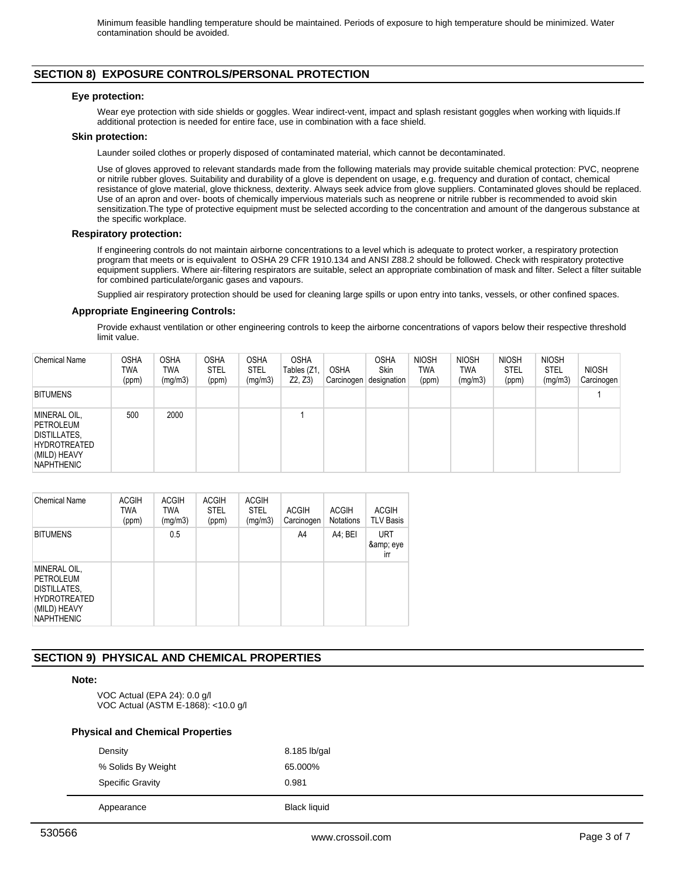Minimum feasible handling temperature should be maintained. Periods of exposure to high temperature should be minimized. Water contamination should be avoided.

## SECTION 8) EXPOSURE CONTROLS/PERSONAL PROTECTION

### Eye protection:

Wear eye protection with side shields or goggles. Wear indirect-vent, impact and splash resistant goggles when working with liquids.If additional protection is needed for entire face, use in combination with a face shield.

### Skin protection:

Launder soiled clothes or properly disposed of contaminated material, which cannot be decontaminated.

Use of gloves approved to relevant standards made from the following materials may provide suitable chemical protection: PVC, neoprene or nitrile rubber gloves. Suitability and durability of a glove is dependent on usage, e.g. frequency and duration of contact, chemical resistance of glove material, glove thickness, dexterity. Always seek advice from glove suppliers. Contaminated gloves should be replaced. Use of an apron and over- boots of chemically impervious materials such as neoprene or nitrile rubber is recommended to avoid skin sensitization.The type of protective equipment must be selected according to the concentration and amount of the dangerous substance at the specific workplace.

### Respiratory protection:

If engineering controls do not maintain airborne concentrations to a level which is adequate to protect worker, a respiratory protection program that meets or is equivalent to OSHA 29 CFR 1910.134 and ANSI Z88.2 should be followed. Check with respiratory protective equipment suppliers. Where air-filtering respirators are suitable, select an appropriate combination of mask and filter. Select a filter suitable for combined particulate/organic gases and vapours.

Supplied air respiratory protection should be used for cleaning large spills or upon entry into tanks, vessels, or other confined spaces.

### Appropriate Engineering Controls:

Provide exhaust ventilation or other engineering controls to keep the airborne concentrations of vapors below their respective threshold limit value.

| Chemical Name | OSHA TWA (ppm) | OSHA TWA (mg/m3) | OSHA STEL (ppm) | OSHA STEL (mg/m3) | OSHA Tables (Z1, Z2, Z3) | OSHA Carcinogen | OSHA Skin designation | NIOSH TWA (ppm) | NIOSH TWA (mg/m3) | NIOSH STEL (ppm) | NIOSH STEL (mg/m3) | NIOSH Carcinogen |
|---|---|---|---|---|---|---|---|---|---|---|---|---|
| BITUMENS | | | | | | | | | | | | 1 |
| MINERAL OIL, PETROLEUM DISTILLATES, HYDROTREATED (MILD) HEAVY NAPHTHENIC | 500 | 2000 | | | 1 | | | | | | | |

| Chemical Name | ACGIH TWA (ppm) | ACGIH TWA (mg/m3) | ACGIH STEL (ppm) | ACGIH STEL (mg/m3) | ACGIH Carcinogen | ACGIH Notations | ACGIH TLV Basis |
|---|---|---|---|---|---|---|---|
| BITUMENS | | 0.5 | | | A4 | A4; BEI | URT &amp; eye irr |
| MINERAL OIL, PETROLEUM DISTILLATES, HYDROTREATED (MILD) HEAVY NAPHTHENIC | | | | | | | |

## SECTION 9) PHYSICAL AND CHEMICAL PROPERTIES

### Note:

VOC Actual (EPA 24): 0.0 g/l
VOC Actual (ASTM E-1868): <10.0 g/l

### Physical and Chemical Properties

| | |
|---|---|
| Density | 8.185 lb/gal |
| % Solids By Weight | 65.000% |
| Specific Gravity | 0.981 |
| Appearance | Black liquid |

530566

www.crossoil.com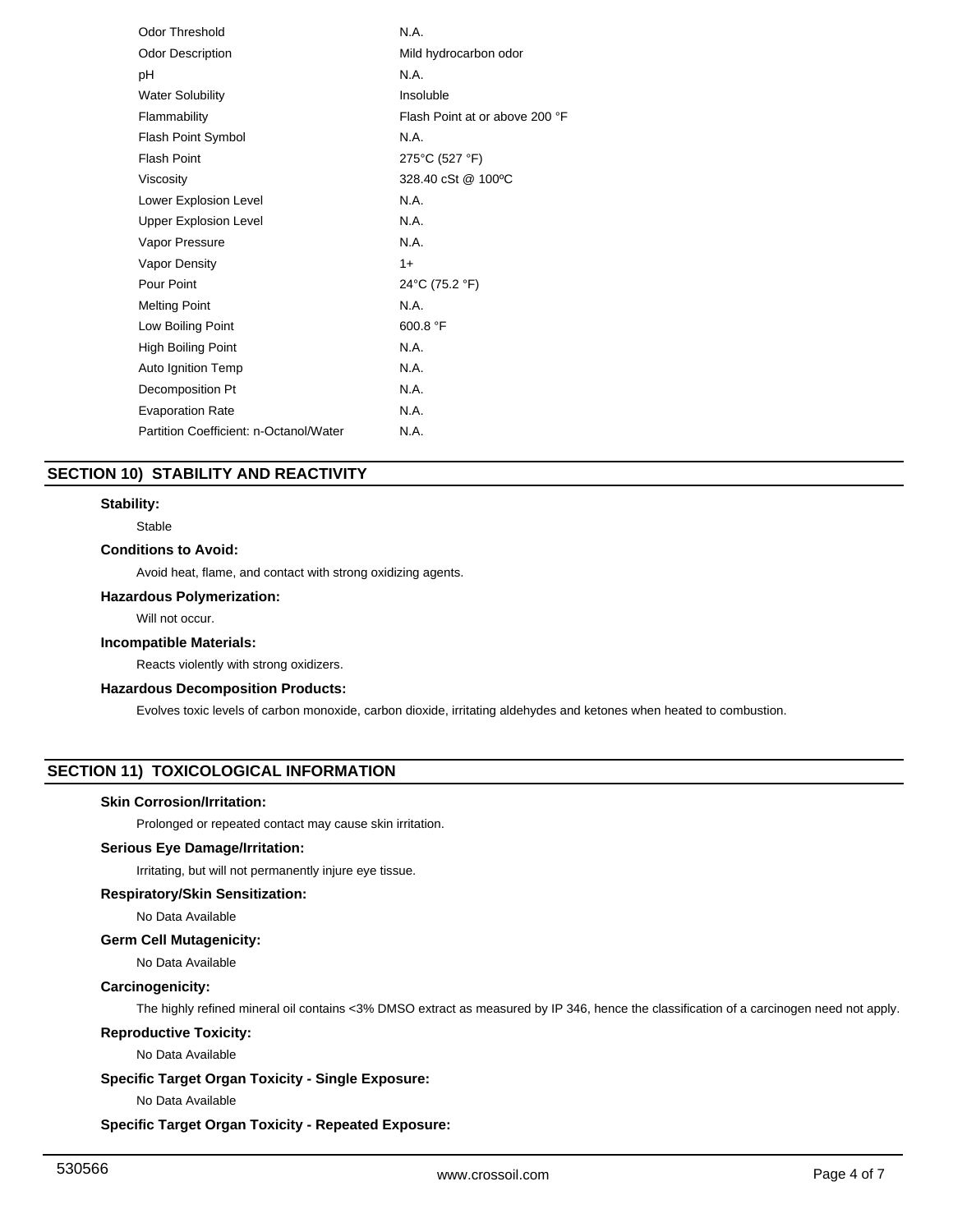| | |
|---|---|
| Odor Threshold | N.A. |
| Odor Description | Mild hydrocarbon odor |
| pH | N.A. |
| Water Solubility | Insoluble |
| Flammability | Flash Point at or above 200 °F |
| Flash Point Symbol | N.A. |
| Flash Point | 275°C (527 °F) |
| Viscosity | 328.40 cSt @ 100ºC |
| Lower Explosion Level | N.A. |
| Upper Explosion Level | N.A. |
| Vapor Pressure | N.A. |
| Vapor Density | 1+ |
| Pour Point | 24°C (75.2 °F) |
| Melting Point | N.A. |
| Low Boiling Point | 600.8 °F |
| High Boiling Point | N.A. |
| Auto Ignition Temp | N.A. |
| Decomposition Pt | N.A. |
| Evaporation Rate | N.A. |
| Partition Coefficient: n-Octanol/Water | N.A. |

## SECTION 10) STABILITY AND REACTIVITY

### Stability:

Stable

### Conditions to Avoid:

Avoid heat, flame, and contact with strong oxidizing agents.

### Hazardous Polymerization:

Will not occur.

### Incompatible Materials:

Reacts violently with strong oxidizers.

### Hazardous Decomposition Products:

Evolves toxic levels of carbon monoxide, carbon dioxide, irritating aldehydes and ketones when heated to combustion.

## SECTION 11) TOXICOLOGICAL INFORMATION

### Skin Corrosion/Irritation:

Prolonged or repeated contact may cause skin irritation.

### Serious Eye Damage/Irritation:

Irritating, but will not permanently injure eye tissue.

### Respiratory/Skin Sensitization:

No Data Available

### Germ Cell Mutagenicity:

No Data Available

### Carcinogenicity:

The highly refined mineral oil contains <3% DMSO extract as measured by IP 346, hence the classification of a carcinogen need not apply.

### Reproductive Toxicity:

No Data Available

### Specific Target Organ Toxicity - Single Exposure:

No Data Available

### Specific Target Organ Toxicity - Repeated Exposure: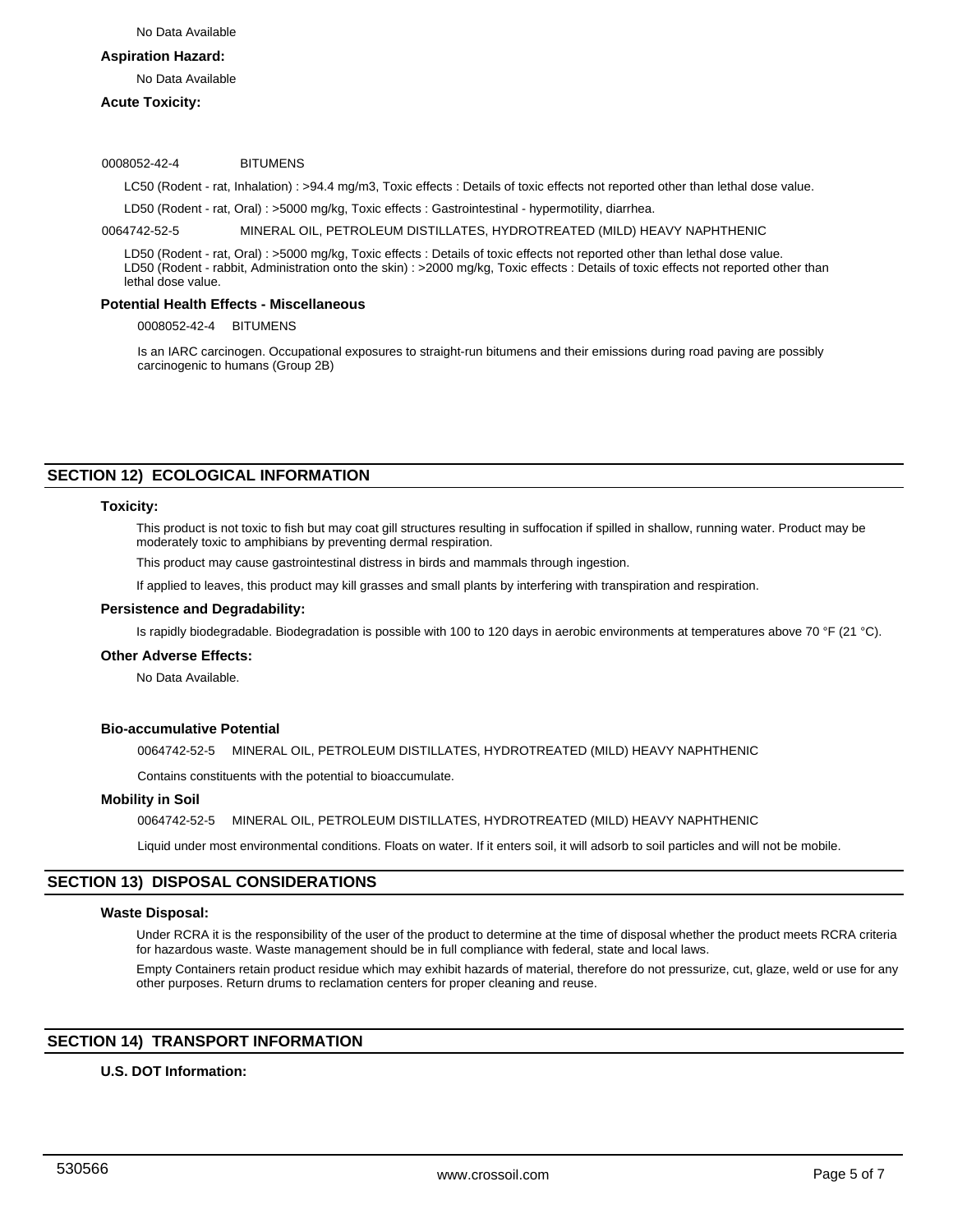No Data Available

**Aspiration Hazard:**

No Data Available

**Acute Toxicity:**

0008052-42-4 BITUMENS

LC50 (Rodent - rat, Inhalation) : >94.4 mg/m3, Toxic effects : Details of toxic effects not reported other than lethal dose value.

LD50 (Rodent - rat, Oral) : >5000 mg/kg, Toxic effects : Gastrointestinal - hypermotility, diarrhea.

0064742-52-5 MINERAL OIL, PETROLEUM DISTILLATES, HYDROTREATED (MILD) HEAVY NAPHTHENIC

LD50 (Rodent - rat, Oral) : >5000 mg/kg, Toxic effects : Details of toxic effects not reported other than lethal dose value.
LD50 (Rodent - rabbit, Administration onto the skin) : >2000 mg/kg, Toxic effects : Details of toxic effects not reported other than lethal dose value.

**Potential Health Effects - Miscellaneous**

0008052-42-4 BITUMENS

Is an IARC carcinogen. Occupational exposures to straight-run bitumens and their emissions during road paving are possibly carcinogenic to humans (Group 2B)

## SECTION 12) ECOLOGICAL INFORMATION

**Toxicity:**

This product is not toxic to fish but may coat gill structures resulting in suffocation if spilled in shallow, running water. Product may be moderately toxic to amphibians by preventing dermal respiration.

This product may cause gastrointestinal distress in birds and mammals through ingestion.

If applied to leaves, this product may kill grasses and small plants by interfering with transpiration and respiration.

**Persistence and Degradability:**

Is rapidly biodegradable. Biodegradation is possible with 100 to 120 days in aerobic environments at temperatures above 70 °F (21 °C).

**Other Adverse Effects:**

No Data Available.

**Bio-accumulative Potential**

0064742-52-5 MINERAL OIL, PETROLEUM DISTILLATES, HYDROTREATED (MILD) HEAVY NAPHTHENIC

Contains constituents with the potential to bioaccumulate.

**Mobility in Soil**

0064742-52-5 MINERAL OIL, PETROLEUM DISTILLATES, HYDROTREATED (MILD) HEAVY NAPHTHENIC

Liquid under most environmental conditions. Floats on water. If it enters soil, it will adsorb to soil particles and will not be mobile.

## SECTION 13) DISPOSAL CONSIDERATIONS

**Waste Disposal:**

Under RCRA it is the responsibility of the user of the product to determine at the time of disposal whether the product meets RCRA criteria for hazardous waste. Waste management should be in full compliance with federal, state and local laws.

Empty Containers retain product residue which may exhibit hazards of material, therefore do not pressurize, cut, glaze, weld or use for any other purposes. Return drums to reclamation centers for proper cleaning and reuse.

## SECTION 14) TRANSPORT INFORMATION

**U.S. DOT Information:**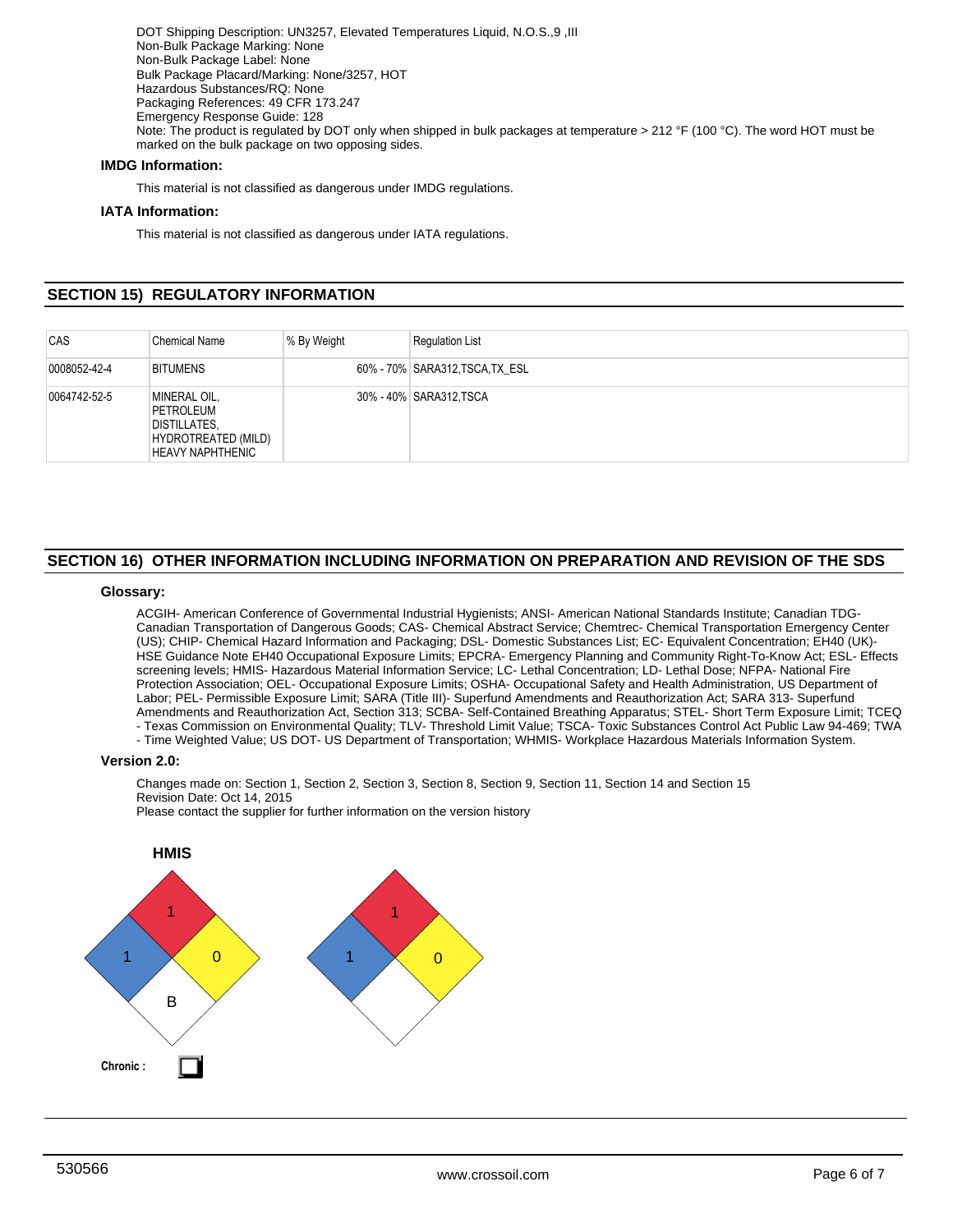DOT Shipping Description: UN3257, Elevated Temperatures Liquid, N.O.S.,9 ,III
Non-Bulk Package Marking: None
Non-Bulk Package Label: None
Bulk Package Placard/Marking: None/3257, HOT
Hazardous Substances/RQ: None
Packaging References: 49 CFR 173.247
Emergency Response Guide: 128
Note: The product is regulated by DOT only when shipped in bulk packages at temperature > 212 °F (100 °C). The word HOT must be marked on the bulk package on two opposing sides.

**IMDG Information:**

This material is not classified as dangerous under IMDG regulations.

**IATA Information:**

This material is not classified as dangerous under IATA regulations.

## SECTION 15) REGULATORY INFORMATION

| CAS | Chemical Name | % By Weight | Regulation List |
|---|---|---|---|
| 0008052-42-4 | BITUMENS | 60% - 70% | SARA312,TSCA,TX_ESL |
| 0064742-52-5 | MINERAL OIL, PETROLEUM DISTILLATES, HYDROTREATED (MILD) HEAVY NAPHTHENIC | 30% - 40% | SARA312,TSCA |

## SECTION 16) OTHER INFORMATION INCLUDING INFORMATION ON PREPARATION AND REVISION OF THE SDS

**Glossary:**

ACGIH- American Conference of Governmental Industrial Hygienists; ANSI- American National Standards Institute; Canadian TDG- Canadian Transportation of Dangerous Goods; CAS- Chemical Abstract Service; Chemtrec- Chemical Transportation Emergency Center (US); CHIP- Chemical Hazard Information and Packaging; DSL- Domestic Substances List; EC- Equivalent Concentration; EH40 (UK)- HSE Guidance Note EH40 Occupational Exposure Limits; EPCRA- Emergency Planning and Community Right-To-Know Act; ESL- Effects screening levels; HMIS- Hazardous Material Information Service; LC- Lethal Concentration; LD- Lethal Dose; NFPA- National Fire Protection Association; OEL- Occupational Exposure Limits; OSHA- Occupational Safety and Health Administration, US Department of Labor; PEL- Permissible Exposure Limit; SARA (Title III)- Superfund Amendments and Reauthorization Act; SARA 313- Superfund Amendments and Reauthorization Act, Section 313; SCBA- Self-Contained Breathing Apparatus; STEL- Short Term Exposure Limit; TCEQ - Texas Commission on Environmental Quality; TLV- Threshold Limit Value; TSCA- Toxic Substances Control Act Public Law 94-469; TWA - Time Weighted Value; US DOT- US Department of Transportation; WHMIS- Workplace Hazardous Materials Information System.

**Version 2.0:**

Changes made on: Section 1, Section 2, Section 3, Section 8, Section 9, Section 11, Section 14 and Section 15
Revision Date: Oct 14, 2015
Please contact the supplier for further information on the version history

**HMIS**

Health: 1, Flammability: 1, Reactivity: 0, Special: B

NFPA: Health: 1, Flammability: 1, Reactivity: 0

**Chronic :** ☐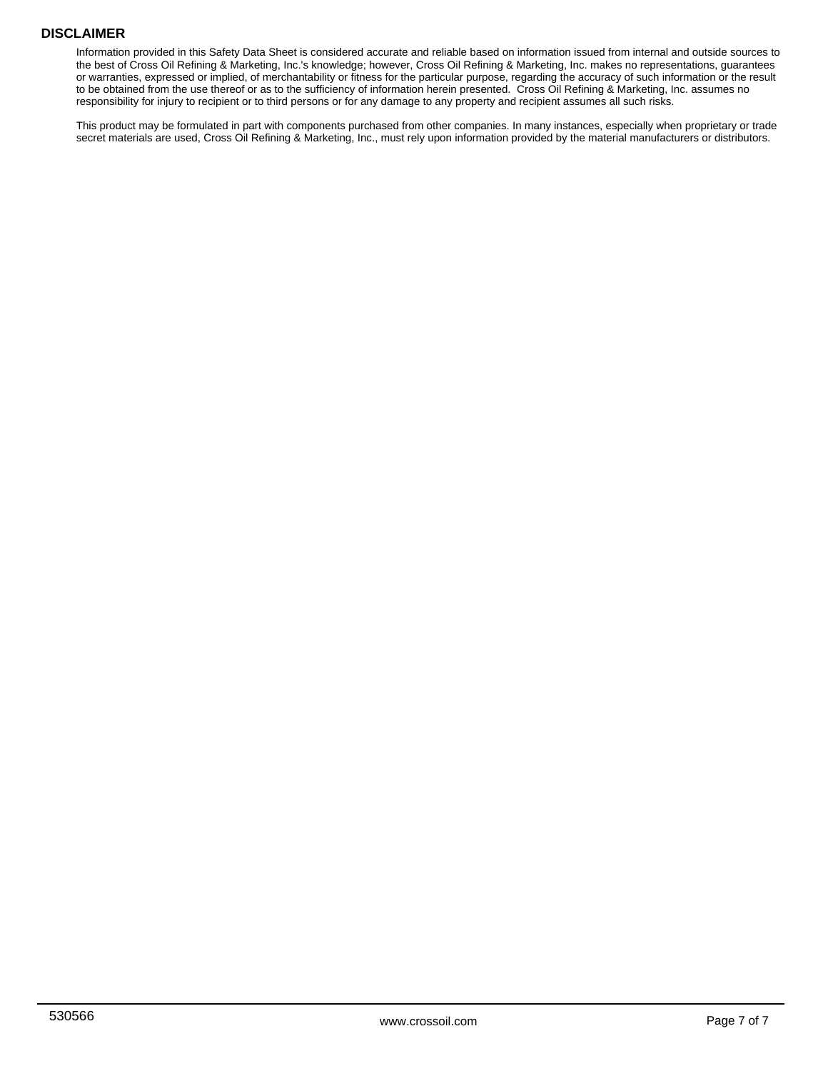## DISCLAIMER

Information provided in this Safety Data Sheet is considered accurate and reliable based on information issued from internal and outside sources to the best of Cross Oil Refining & Marketing, Inc.'s knowledge; however, Cross Oil Refining & Marketing, Inc. makes no representations, guarantees or warranties, expressed or implied, of merchantability or fitness for the particular purpose, regarding the accuracy of such information or the result to be obtained from the use thereof or as to the sufficiency of information herein presented. Cross Oil Refining & Marketing, Inc. assumes no responsibility for injury to recipient or to third persons or for any damage to any property and recipient assumes all such risks.

This product may be formulated in part with components purchased from other companies. In many instances, especially when proprietary or trade secret materials are used, Cross Oil Refining & Marketing, Inc., must rely upon information provided by the material manufacturers or distributors.